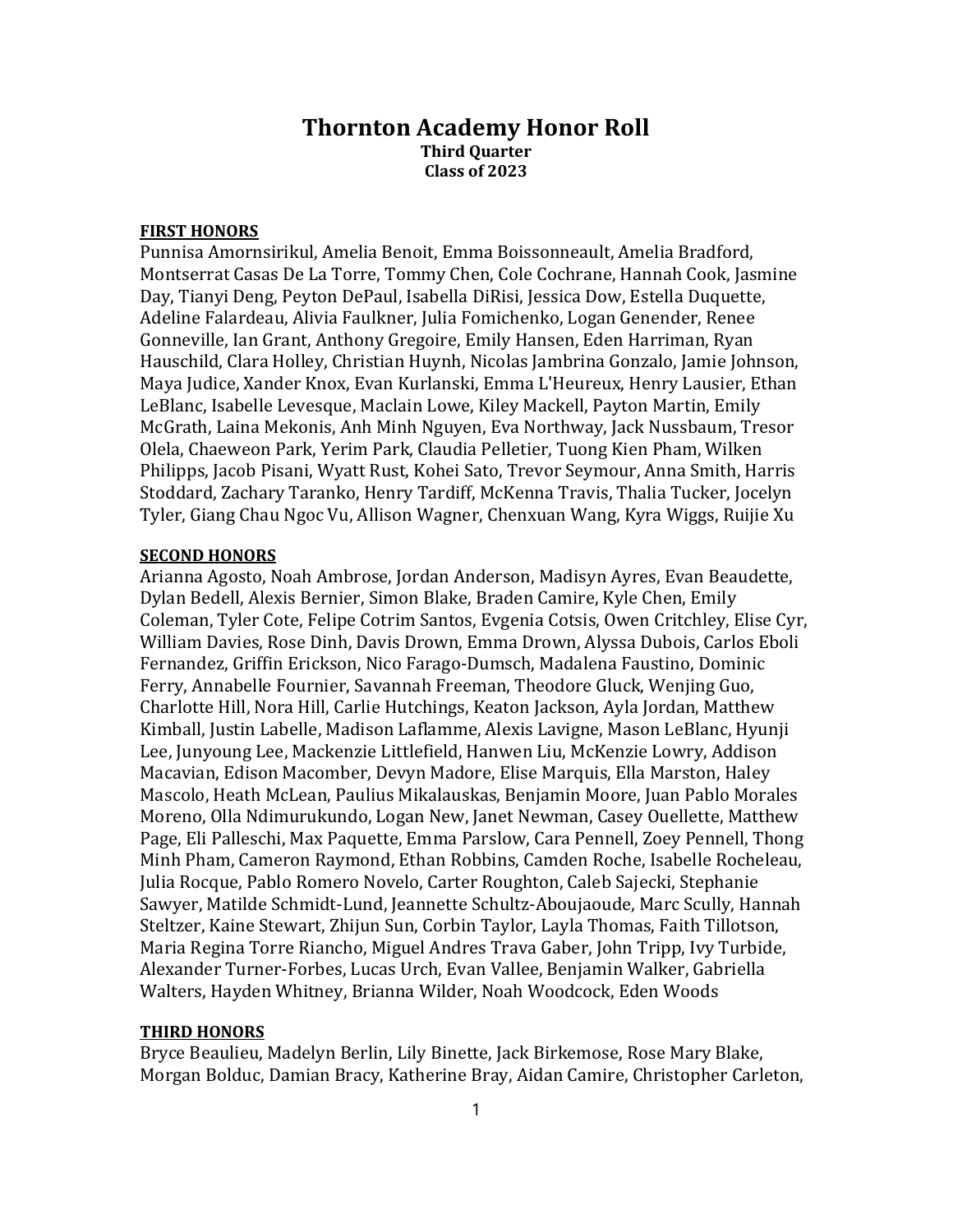# Thornton Academy Honor Roll

**Third Quarter**
**Class of 2023**

**FIRST HONORS**

Punnisa Amornsirikul, Amelia Benoit, Emma Boissonneault, Amelia Bradford, Montserrat Casas De La Torre, Tommy Chen, Cole Cochrane, Hannah Cook, Jasmine Day, Tianyi Deng, Peyton DePaul, Isabella DiRisi, Jessica Dow, Estella Duquette, Adeline Falardeau, Alivia Faulkner, Julia Fomichenko, Logan Genender, Renee Gonneville, Ian Grant, Anthony Gregoire, Emily Hansen, Eden Harriman, Ryan Hauschild, Clara Holley, Christian Huynh, Nicolas Jambrina Gonzalo, Jamie Johnson, Maya Judice, Xander Knox, Evan Kurlanski, Emma L'Heureux, Henry Lausier, Ethan LeBlanc, Isabelle Levesque, Maclain Lowe, Kiley Mackell, Payton Martin, Emily McGrath, Laina Mekonis, Anh Minh Nguyen, Eva Northway, Jack Nussbaum, Tresor Olela, Chaeweon Park, Yerim Park, Claudia Pelletier, Tuong Kien Pham, Wilken Philipps, Jacob Pisani, Wyatt Rust, Kohei Sato, Trevor Seymour, Anna Smith, Harris Stoddard, Zachary Taranko, Henry Tardiff, McKenna Travis, Thalia Tucker, Jocelyn Tyler, Giang Chau Ngoc Vu, Allison Wagner, Chenxuan Wang, Kyra Wiggs, Ruijie Xu

**SECOND HONORS**

Arianna Agosto, Noah Ambrose, Jordan Anderson, Madisyn Ayres, Evan Beaudette, Dylan Bedell, Alexis Bernier, Simon Blake, Braden Camire, Kyle Chen, Emily Coleman, Tyler Cote, Felipe Cotrim Santos, Evgenia Cotsis, Owen Critchley, Elise Cyr, William Davies, Rose Dinh, Davis Drown, Emma Drown, Alyssa Dubois, Carlos Eboli Fernandez, Griffin Erickson, Nico Farago-Dumsch, Madalena Faustino, Dominic Ferry, Annabelle Fournier, Savannah Freeman, Theodore Gluck, Wenjing Guo, Charlotte Hill, Nora Hill, Carlie Hutchings, Keaton Jackson, Ayla Jordan, Matthew Kimball, Justin Labelle, Madison Laflamme, Alexis Lavigne, Mason LeBlanc, Hyunji Lee, Junyoung Lee, Mackenzie Littlefield, Hanwen Liu, McKenzie Lowry, Addison Macavian, Edison Macomber, Devyn Madore, Elise Marquis, Ella Marston, Haley Mascolo, Heath McLean, Paulius Mikalauskas, Benjamin Moore, Juan Pablo Morales Moreno, Olla Ndimurukundo, Logan New, Janet Newman, Casey Ouellette, Matthew Page, Eli Palleschi, Max Paquette, Emma Parslow, Cara Pennell, Zoey Pennell, Thong Minh Pham, Cameron Raymond, Ethan Robbins, Camden Roche, Isabelle Rocheleau, Julia Rocque, Pablo Romero Novelo, Carter Roughton, Caleb Sajecki, Stephanie Sawyer, Matilde Schmidt-Lund, Jeannette Schultz-Aboujaoude, Marc Scully, Hannah Steltzer, Kaine Stewart, Zhijun Sun, Corbin Taylor, Layla Thomas, Faith Tillotson, Maria Regina Torre Riancho, Miguel Andres Trava Gaber, John Tripp, Ivy Turbide, Alexander Turner-Forbes, Lucas Urch, Evan Vallee, Benjamin Walker, Gabriella Walters, Hayden Whitney, Brianna Wilder, Noah Woodcock, Eden Woods

**THIRD HONORS**

Bryce Beaulieu, Madelyn Berlin, Lily Binette, Jack Birkemose, Rose Mary Blake, Morgan Bolduc, Damian Bracy, Katherine Bray, Aidan Camire, Christopher Carleton,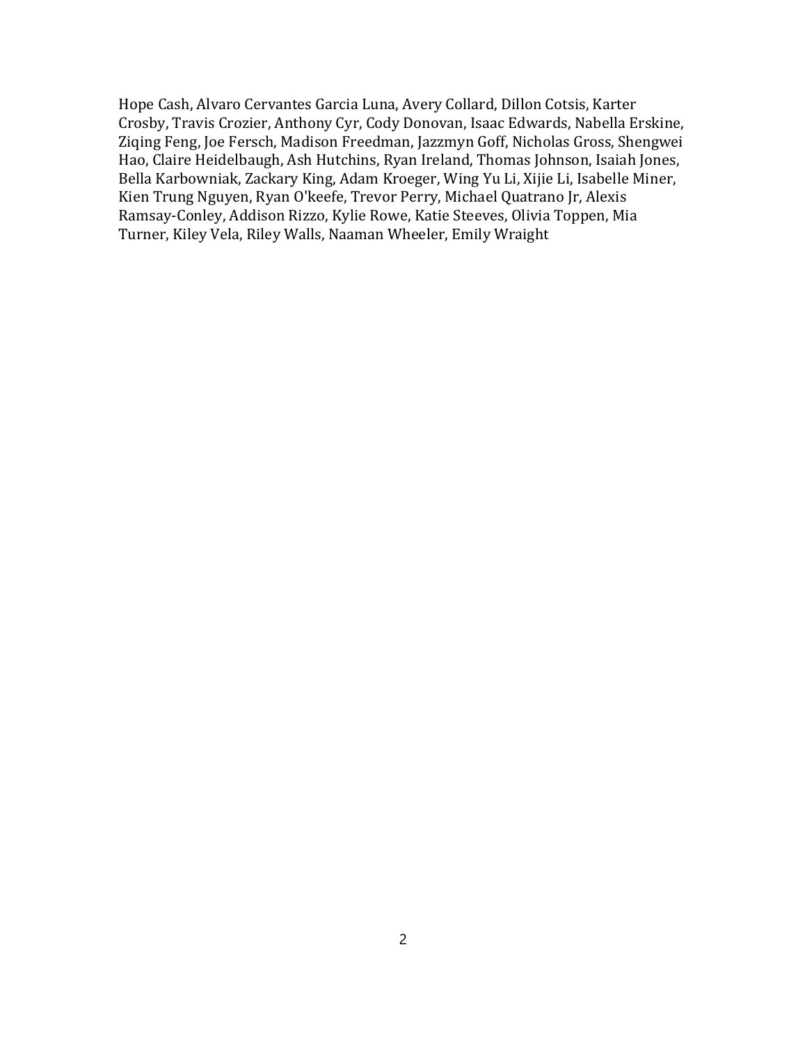Hope Cash, Alvaro Cervantes Garcia Luna, Avery Collard, Dillon Cotsis, Karter Crosby, Travis Crozier, Anthony Cyr, Cody Donovan, Isaac Edwards, Nabella Erskine, Ziqing Feng, Joe Fersch, Madison Freedman, Jazzmyn Goff, Nicholas Gross, Shengwei Hao, Claire Heidelbaugh, Ash Hutchins, Ryan Ireland, Thomas Johnson, Isaiah Jones, Bella Karbowniak, Zackary King, Adam Kroeger, Wing Yu Li, Xijie Li, Isabelle Miner, Kien Trung Nguyen, Ryan O'keefe, Trevor Perry, Michael Quatrano Jr, Alexis Ramsay-Conley, Addison Rizzo, Kylie Rowe, Katie Steeves, Olivia Toppen, Mia Turner, Kiley Vela, Riley Walls, Naaman Wheeler, Emily Wraight